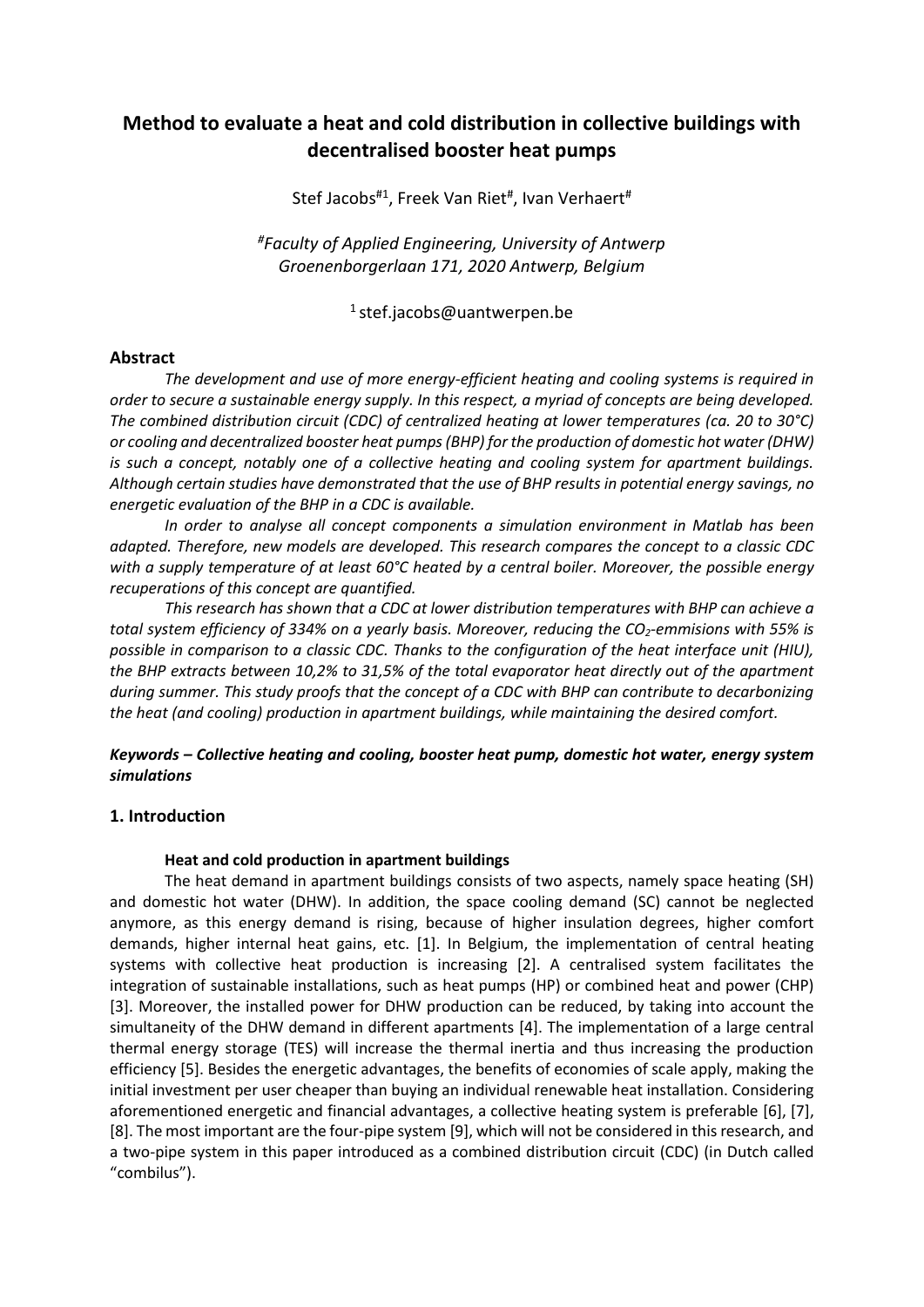# Method to evaluate a heat and cold distribution in collective buildings with decentralised booster heat pumps

Stef Jacobs[#1], Freek Van Riet[#], Ivan Verhaert[#]

*[#]Faculty of Applied Engineering, University of Antwerp*
*Groenenborgerlaan 171, 2020 Antwerp, Belgium*

[1] stef.jacobs@uantwerpen.be

## Abstract

*The development and use of more energy-efficient heating and cooling systems is required in order to secure a sustainable energy supply. In this respect, a myriad of concepts are being developed. The combined distribution circuit (CDC) of centralized heating at lower temperatures (ca. 20 to 30°C) or cooling and decentralized booster heat pumps (BHP) for the production of domestic hot water (DHW) is such a concept, notably one of a collective heating and cooling system for apartment buildings. Although certain studies have demonstrated that the use of BHP results in potential energy savings, no energetic evaluation of the BHP in a CDC is available.*

*In order to analyse all concept components a simulation environment in Matlab has been adapted. Therefore, new models are developed. This research compares the concept to a classic CDC with a supply temperature of at least 60°C heated by a central boiler. Moreover, the possible energy recuperations of this concept are quantified.*

*This research has shown that a CDC at lower distribution temperatures with BHP can achieve a total system efficiency of 334% on a yearly basis. Moreover, reducing the $CO_2$-emmisions with 55% is possible in comparison to a classic CDC. Thanks to the configuration of the heat interface unit (HIU), the BHP extracts between 10,2% to 31,5% of the total evaporator heat directly out of the apartment during summer. This study proofs that the concept of a CDC with BHP can contribute to decarbonizing the heat (and cooling) production in apartment buildings, while maintaining the desired comfort.*

***Keywords – Collective heating and cooling, booster heat pump, domestic hot water, energy system simulations***

## 1. Introduction

### Heat and cold production in apartment buildings

The heat demand in apartment buildings consists of two aspects, namely space heating (SH) and domestic hot water (DHW). In addition, the space cooling demand (SC) cannot be neglected anymore, as this energy demand is rising, because of higher insulation degrees, higher comfort demands, higher internal heat gains, etc. [1]. In Belgium, the implementation of central heating systems with collective heat production is increasing [2]. A centralised system facilitates the integration of sustainable installations, such as heat pumps (HP) or combined heat and power (CHP) [3]. Moreover, the installed power for DHW production can be reduced, by taking into account the simultaneity of the DHW demand in different apartments [4]. The implementation of a large central thermal energy storage (TES) will increase the thermal inertia and thus increasing the production efficiency [5]. Besides the energetic advantages, the benefits of economies of scale apply, making the initial investment per user cheaper than buying an individual renewable heat installation. Considering aforementioned energetic and financial advantages, a collective heating system is preferable [6], [7], [8]. The most important are the four-pipe system [9], which will not be considered in this research, and a two-pipe system in this paper introduced as a combined distribution circuit (CDC) (in Dutch called "combilus").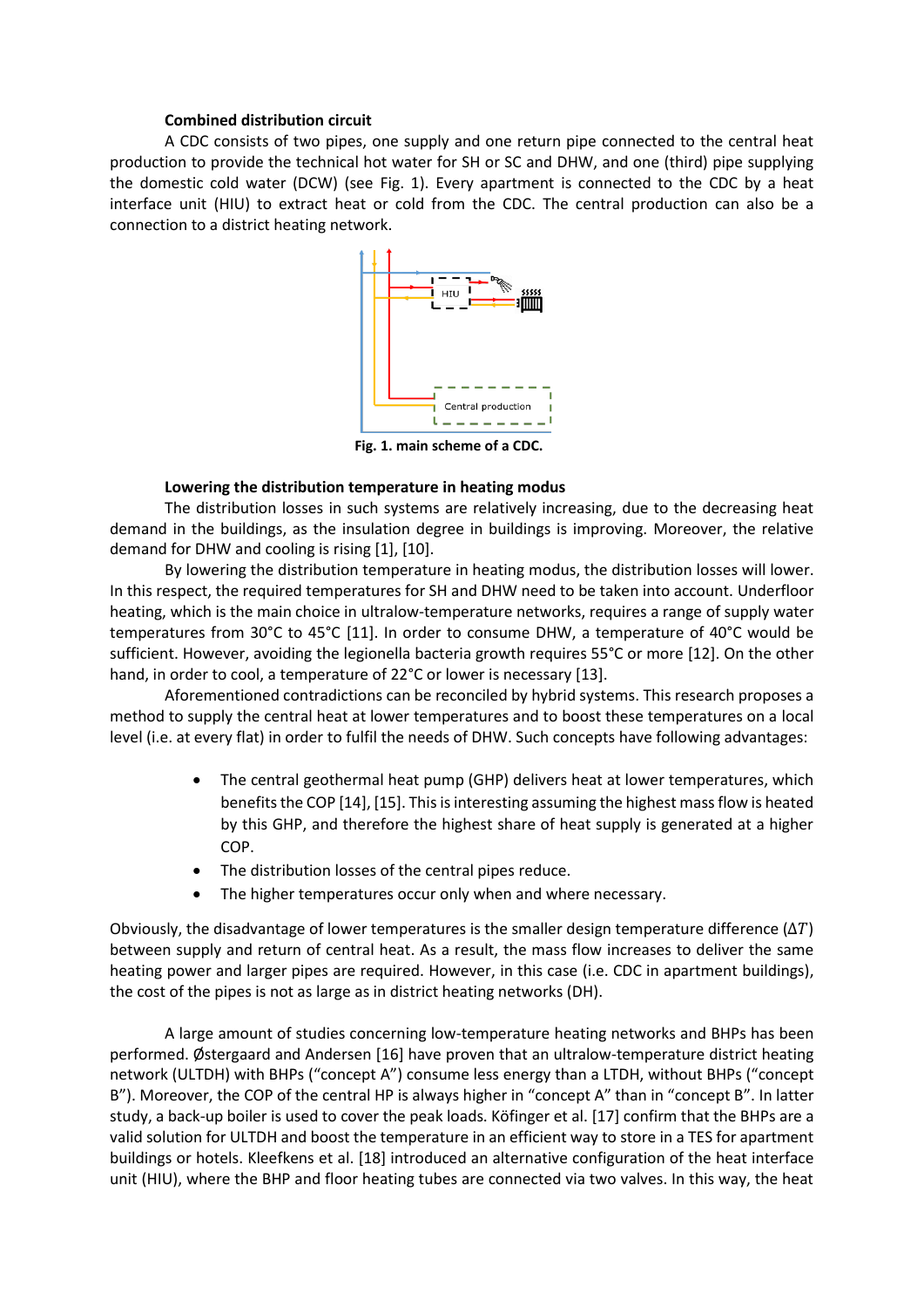**Combined distribution circuit**

A CDC consists of two pipes, one supply and one return pipe connected to the central heat production to provide the technical hot water for SH or SC and DHW, and one (third) pipe supplying the domestic cold water (DCW) (see Fig. 1). Every apartment is connected to the CDC by a heat interface unit (HIU) to extract heat or cold from the CDC. The central production can also be a connection to a district heating network.

**Fig. 1. main scheme of a CDC.**

**Lowering the distribution temperature in heating modus**

The distribution losses in such systems are relatively increasing, due to the decreasing heat demand in the buildings, as the insulation degree in buildings is improving. Moreover, the relative demand for DHW and cooling is rising [1], [10].

By lowering the distribution temperature in heating modus, the distribution losses will lower. In this respect, the required temperatures for SH and DHW need to be taken into account. Underfloor heating, which is the main choice in ultralow-temperature networks, requires a range of supply water temperatures from 30°C to 45°C [11]. In order to consume DHW, a temperature of 40°C would be sufficient. However, avoiding the legionella bacteria growth requires 55°C or more [12]. On the other hand, in order to cool, a temperature of 22°C or lower is necessary [13].

Aforementioned contradictions can be reconciled by hybrid systems. This research proposes a method to supply the central heat at lower temperatures and to boost these temperatures on a local level (i.e. at every flat) in order to fulfil the needs of DHW. Such concepts have following advantages:

- The central geothermal heat pump (GHP) delivers heat at lower temperatures, which benefits the COP [14], [15]. This is interesting assuming the highest mass flow is heated by this GHP, and therefore the highest share of heat supply is generated at a higher COP.
- The distribution losses of the central pipes reduce.
- The higher temperatures occur only when and where necessary.

Obviously, the disadvantage of lower temperatures is the smaller design temperature difference ($\Delta T$) between supply and return of central heat. As a result, the mass flow increases to deliver the same heating power and larger pipes are required. However, in this case (i.e. CDC in apartment buildings), the cost of the pipes is not as large as in district heating networks (DH).

A large amount of studies concerning low-temperature heating networks and BHPs has been performed. Østergaard and Andersen [16] have proven that an ultralow-temperature district heating network (ULTDH) with BHPs ("concept A") consume less energy than a LTDH, without BHPs ("concept B"). Moreover, the COP of the central HP is always higher in "concept A" than in "concept B". In latter study, a back-up boiler is used to cover the peak loads. Köfinger et al. [17] confirm that the BHPs are a valid solution for ULTDH and boost the temperature in an efficient way to store in a TES for apartment buildings or hotels. Kleefkens et al. [18] introduced an alternative configuration of the heat interface unit (HIU), where the BHP and floor heating tubes are connected via two valves. In this way, the heat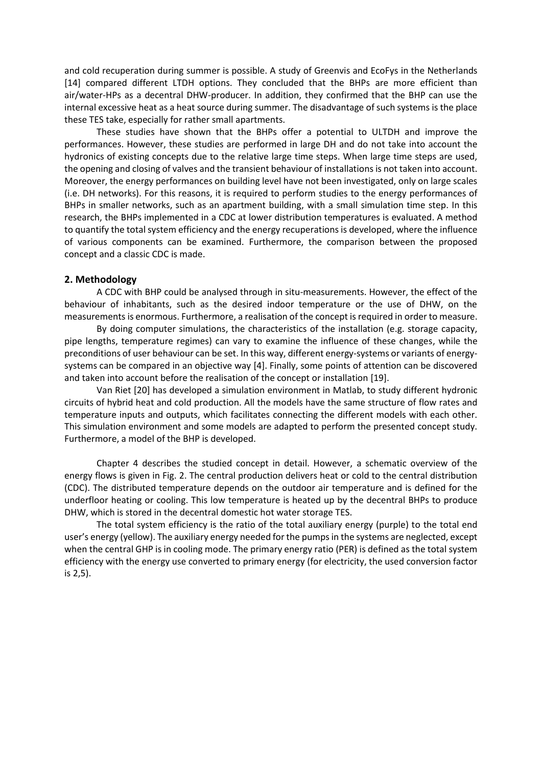and cold recuperation during summer is possible. A study of Greenvis and EcoFys in the Netherlands [14] compared different LTDH options. They concluded that the BHPs are more efficient than air/water-HPs as a decentral DHW-producer. In addition, they confirmed that the BHP can use the internal excessive heat as a heat source during summer. The disadvantage of such systems is the place these TES take, especially for rather small apartments.

These studies have shown that the BHPs offer a potential to ULTDH and improve the performances. However, these studies are performed in large DH and do not take into account the hydronics of existing concepts due to the relative large time steps. When large time steps are used, the opening and closing of valves and the transient behaviour of installations is not taken into account. Moreover, the energy performances on building level have not been investigated, only on large scales (i.e. DH networks). For this reasons, it is required to perform studies to the energy performances of BHPs in smaller networks, such as an apartment building, with a small simulation time step. In this research, the BHPs implemented in a CDC at lower distribution temperatures is evaluated. A method to quantify the total system efficiency and the energy recuperations is developed, where the influence of various components can be examined. Furthermore, the comparison between the proposed concept and a classic CDC is made.

## 2. Methodology

A CDC with BHP could be analysed through in situ-measurements. However, the effect of the behaviour of inhabitants, such as the desired indoor temperature or the use of DHW, on the measurements is enormous. Furthermore, a realisation of the concept is required in order to measure.

By doing computer simulations, the characteristics of the installation (e.g. storage capacity, pipe lengths, temperature regimes) can vary to examine the influence of these changes, while the preconditions of user behaviour can be set. In this way, different energy-systems or variants of energy-systems can be compared in an objective way [4]. Finally, some points of attention can be discovered and taken into account before the realisation of the concept or installation [19].

Van Riet [20] has developed a simulation environment in Matlab, to study different hydronic circuits of hybrid heat and cold production. All the models have the same structure of flow rates and temperature inputs and outputs, which facilitates connecting the different models with each other. This simulation environment and some models are adapted to perform the presented concept study. Furthermore, a model of the BHP is developed.

Chapter 4 describes the studied concept in detail. However, a schematic overview of the energy flows is given in Fig. 2. The central production delivers heat or cold to the central distribution (CDC). The distributed temperature depends on the outdoor air temperature and is defined for the underfloor heating or cooling. This low temperature is heated up by the decentral BHPs to produce DHW, which is stored in the decentral domestic hot water storage TES.

The total system efficiency is the ratio of the total auxiliary energy (purple) to the total end user's energy (yellow). The auxiliary energy needed for the pumps in the systems are neglected, except when the central GHP is in cooling mode. The primary energy ratio (PER) is defined as the total system efficiency with the energy use converted to primary energy (for electricity, the used conversion factor is 2,5).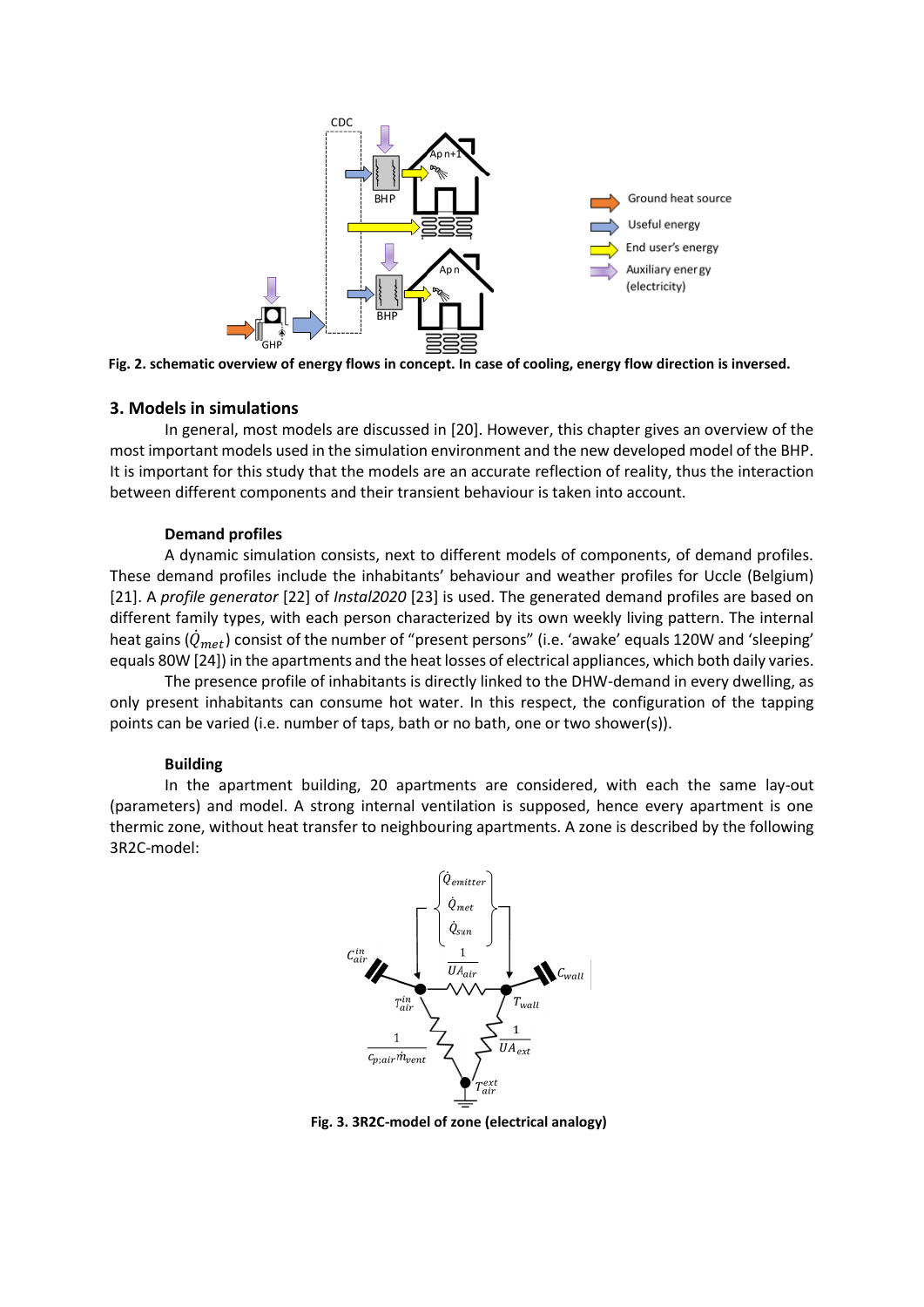Fig. 2. schematic overview of energy flows in concept. In case of cooling, energy flow direction is inversed.

## 3. Models in simulations

In general, most models are discussed in [20]. However, this chapter gives an overview of the most important models used in the simulation environment and the new developed model of the BHP. It is important for this study that the models are an accurate reflection of reality, thus the interaction between different components and their transient behaviour is taken into account.

### Demand profiles

A dynamic simulation consists, next to different models of components, of demand profiles. These demand profiles include the inhabitants' behaviour and weather profiles for Uccle (Belgium) [21]. A *profile generator* [22] of *Instal2020* [23] is used. The generated demand profiles are based on different family types, with each person characterized by its own weekly living pattern. The internal heat gains ($\dot{Q}_{met}$) consist of the number of "present persons" (i.e. 'awake' equals 120W and 'sleeping' equals 80W [24]) in the apartments and the heat losses of electrical appliances, which both daily varies.

The presence profile of inhabitants is directly linked to the DHW-demand in every dwelling, as only present inhabitants can consume hot water. In this respect, the configuration of the tapping points can be varied (i.e. number of taps, bath or no bath, one or two shower(s)).

### Building

In the apartment building, 20 apartments are considered, with each the same lay-out (parameters) and model. A strong internal ventilation is supposed, hence every apartment is one thermic zone, without heat transfer to neighbouring apartments. A zone is described by the following 3R2C-model:

Fig. 3. 3R2C-model of zone (electrical analogy)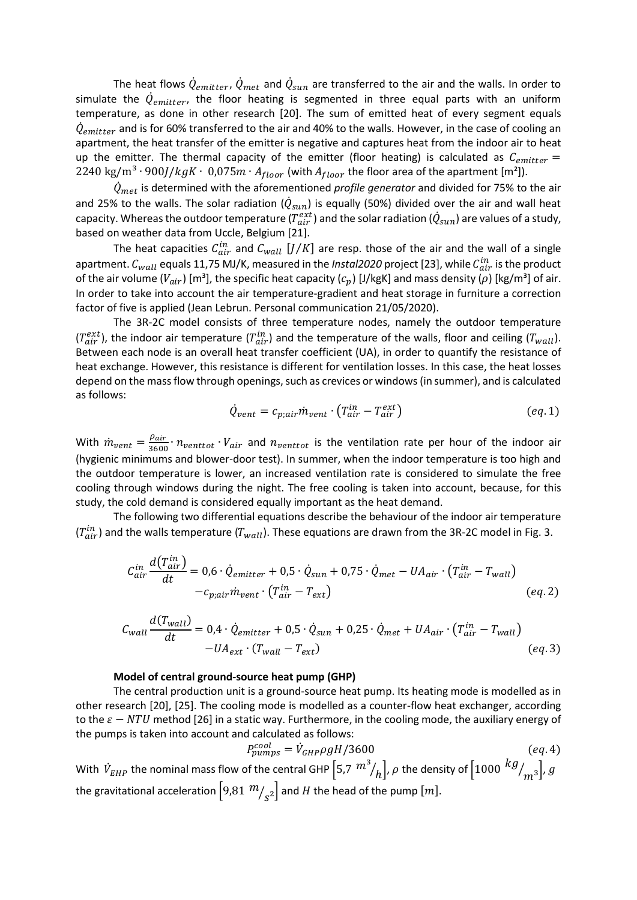The heat flows $\dot{Q}_{emitter}$, $\dot{Q}_{met}$ and $\dot{Q}_{sun}$ are transferred to the air and the walls. In order to simulate the $\dot{Q}_{emitter}$, the floor heating is segmented in three equal parts with an uniform temperature, as done in other research [20]. The sum of emitted heat of every segment equals $\dot{Q}_{emitter}$ and is for 60% transferred to the air and 40% to the walls. However, in the case of cooling an apartment, the heat transfer of the emitter is negative and captures heat from the indoor air to heat up the emitter. The thermal capacity of the emitter (floor heating) is calculated as $C_{emitter} = 2240\ \text{kg/m}^3 \cdot 900 J/kgK \cdot\ 0{,}075 m \cdot A_{floor}$ (with $A_{floor}$ the floor area of the apartment [m²]).

$\dot{Q}_{met}$ is determined with the aforementioned *profile generator* and divided for 75% to the air and 25% to the walls. The solar radiation ($\dot{Q}_{sun}$) is equally (50%) divided over the air and wall heat capacity. Whereas the outdoor temperature ($T_{air}^{ext}$) and the solar radiation ($\dot{Q}_{sun}$) are values of a study, based on weather data from Uccle, Belgium [21].

The heat capacities $C_{air}^{in}$ and $C_{wall}$ $[J/K]$ are resp. those of the air and the wall of a single apartment. $C_{wall}$ equals 11,75 MJ/K, measured in the *Instal2020* project [23], while $C_{air}^{in}$ is the product of the air volume ($V_{air}$) [m³], the specific heat capacity ($c_p$) [J/kgK] and mass density ($\rho$) [kg/m³] of air. In order to take into account the air temperature-gradient and heat storage in furniture a correction factor of five is applied (Jean Lebrun. Personal communication 21/05/2020).

The 3R-2C model consists of three temperature nodes, namely the outdoor temperature ($T_{air}^{ext}$), the indoor air temperature ($T_{air}^{in}$) and the temperature of the walls, floor and ceiling ($T_{wall}$). Between each node is an overall heat transfer coefficient (UA), in order to quantify the resistance of heat exchange. However, this resistance is different for ventilation losses. In this case, the heat losses depend on the mass flow through openings, such as crevices or windows (in summer), and is calculated as follows:

$$\dot{Q}_{vent} = c_{p;air}\dot{m}_{vent} \cdot \left(T_{air}^{in} - T_{air}^{ext}\right) \qquad (eq.1)$$

With $\dot{m}_{vent} = \frac{\rho_{air}}{3600} \cdot n_{venttot} \cdot V_{air}$ and $n_{venttot}$ is the ventilation rate per hour of the indoor air (hygienic minimums and blower-door test). In summer, when the indoor temperature is too high and the outdoor temperature is lower, an increased ventilation rate is considered to simulate the free cooling through windows during the night. The free cooling is taken into account, because, for this study, the cold demand is considered equally important as the heat demand.

The following two differential equations describe the behaviour of the indoor air temperature ($T_{air}^{in}$) and the walls temperature ($T_{wall}$). These equations are drawn from the 3R-2C model in Fig. 3.

$$C_{air}^{in}\frac{d\left(T_{air}^{in}\right)}{dt} = 0{,}6 \cdot \dot{Q}_{emitter} + 0{,}5 \cdot \dot{Q}_{sun} + 0{,}75 \cdot \dot{Q}_{met} - UA_{air} \cdot \left(T_{air}^{in} - T_{wall}\right) - c_{p;air}\dot{m}_{vent} \cdot \left(T_{air}^{in} - T_{ext}\right) \qquad (eq.2)$$

$$C_{wall}\frac{d(T_{wall})}{dt} = 0{,}4 \cdot \dot{Q}_{emitter} + 0{,}5 \cdot \dot{Q}_{sun} + 0{,}25 \cdot \dot{Q}_{met} + UA_{air} \cdot \left(T_{air}^{in} - T_{wall}\right) - UA_{ext} \cdot (T_{wall} - T_{ext}) \qquad (eq.3)$$

**Model of central ground-source heat pump (GHP)**

The central production unit is a ground-source heat pump. Its heating mode is modelled as in other research [20], [25]. The cooling mode is modelled as a counter-flow heat exchanger, according to the $\varepsilon - NTU$ method [26] in a static way. Furthermore, in the cooling mode, the auxiliary energy of the pumps is taken into account and calculated as follows:

$$P_{pumps}^{cool} = \dot{V}_{GHP}\rho g H/3600 \qquad (eq.4)$$

With $\dot{V}_{EHP}$ the nominal mass flow of the central GHP $\left[5{,}7\ {m^3}/{h}\right]$, $\rho$ the density of $\left[1000\ {kg}/{m^3}\right]$, $g$ the gravitational acceleration $\left[9{,}81\ {m}/{s^2}\right]$ and $H$ the head of the pump $[m]$.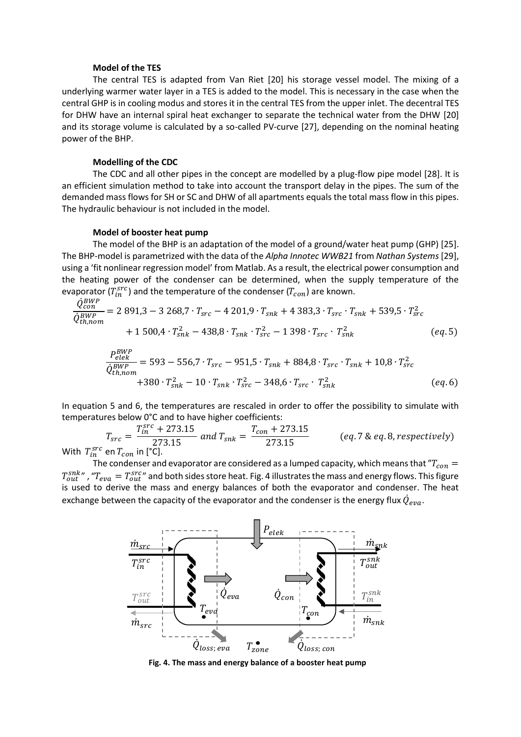**Model of the TES**

The central TES is adapted from Van Riet [20] his storage vessel model. The mixing of a underlying warmer water layer in a TES is added to the model. This is necessary in the case when the central GHP is in cooling modus and stores it in the central TES from the upper inlet. The decentral TES for DHW have an internal spiral heat exchanger to separate the technical water from the DHW [20] and its storage volume is calculated by a so-called PV-curve [27], depending on the nominal heating power of the BHP.

**Modelling of the CDC**

The CDC and all other pipes in the concept are modelled by a plug-flow pipe model [28]. It is an efficient simulation method to take into account the transport delay in the pipes. The sum of the demanded mass flows for SH or SC and DHW of all apartments equals the total mass flow in this pipes. The hydraulic behaviour is not included in the model.

**Model of booster heat pump**

The model of the BHP is an adaptation of the model of a ground/water heat pump (GHP) [25]. The BHP-model is parametrized with the data of the *Alpha Innotec WWB21* from *Nathan Systems* [29], using a 'fit nonlinear regression model' from Matlab. As a result, the electrical power consumption and the heating power of the condenser can be determined, when the supply temperature of the evaporator ($T_{in}^{src}$) and the temperature of the condenser ($T_{con}$) are known.

$$\frac{\dot{Q}_{con}^{BWP}}{\dot{Q}_{th,nom}^{BWP}} = 2\,891{,}3 - 3\,268{,}7 \cdot T_{src} - 4\,201{,}9 \cdot T_{snk} + 4\,383{,}3 \cdot T_{src} \cdot T_{snk} + 539{,}5 \cdot T_{src}^2 + 1\,500{,}4 \cdot T_{snk}^2 - 438{,}8 \cdot T_{snk} \cdot T_{src}^2 - 1\,398 \cdot T_{src} \cdot T_{snk}^2 \qquad (eq.5)$$

$$\frac{P_{elek}^{BWP}}{\dot{Q}_{th,nom}^{BWP}} = 593 - 556{,}7 \cdot T_{src} - 951{,}5 \cdot T_{snk} + 884{,}8 \cdot T_{src} \cdot T_{snk} + 10{,}8 \cdot T_{src}^2 + 380 \cdot T_{snk}^2 - 10 \cdot T_{snk} \cdot T_{src}^2 - 348{,}6 \cdot T_{src} \cdot T_{snk}^2 \qquad (eq.6)$$

In equation 5 and 6, the temperatures are rescaled in order to offer the possibility to simulate with temperatures below 0°C and to have higher coefficients:

$$T_{src} = \frac{T_{in}^{src} + 273.15}{273.15} \text{ and } T_{snk} = \frac{T_{con} + 273.15}{273.15} \qquad (eq.7 \;\&\; eq.8, respectively)$$

With $T_{in}^{src}$ en $T_{con}$ in [°C].

The condenser and evaporator are considered as a lumped capacity, which means that "$T_{con} = T_{out}^{snk}$", "$T_{eva} = T_{out}^{src}$" and both sides store heat. Fig. 4 illustrates the mass and energy flows. This figure is used to derive the mass and energy balances of both the evaporator and condenser. The heat exchange between the capacity of the evaporator and the condenser is the energy flux $\dot{Q}_{eva}$.

**Fig. 4. The mass and energy balance of a booster heat pump**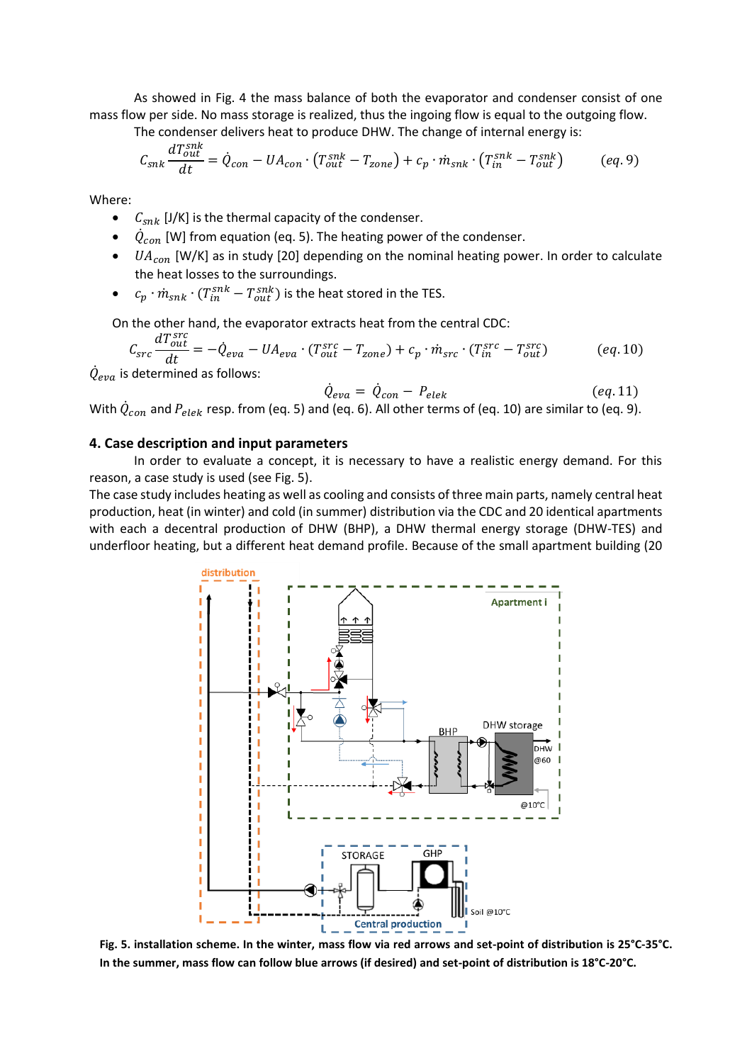As showed in Fig. 4 the mass balance of both the evaporator and condenser consist of one mass flow per side. No mass storage is realized, thus the ingoing flow is equal to the outgoing flow.

The condenser delivers heat to produce DHW. The change of internal energy is:

$$C_{snk}\frac{dT_{out}^{snk}}{dt} = \dot{Q}_{con} - UA_{con}\cdot\left(T_{out}^{snk} - T_{zone}\right) + c_p\cdot\dot{m}_{snk}\cdot\left(T_{in}^{snk} - T_{out}^{snk}\right) \qquad (eq.9)$$

Where:

- $C_{snk}$ [J/K] is the thermal capacity of the condenser.
- $\dot{Q}_{con}$ [W] from equation (eq. 5). The heating power of the condenser.
- $UA_{con}$ [W/K] as in study [20] depending on the nominal heating power. In order to calculate the heat losses to the surroundings.
- $c_p\cdot\dot{m}_{snk}\cdot(T_{in}^{snk} - T_{out}^{snk})$ is the heat stored in the TES.

On the other hand, the evaporator extracts heat from the central CDC:

$$C_{src}\frac{dT_{out}^{src}}{dt} = -\dot{Q}_{eva} - UA_{eva}\cdot\left(T_{out}^{src} - T_{zone}\right) + c_p\cdot\dot{m}_{src}\cdot\left(T_{in}^{src} - T_{out}^{src}\right) \qquad (eq.10)$$

$\dot{Q}_{eva}$ is determined as follows:

$$\dot{Q}_{eva} = \dot{Q}_{con} - P_{elek} \qquad (eq.11)$$

With $\dot{Q}_{con}$ and $P_{elek}$ resp. from (eq. 5) and (eq. 6). All other terms of (eq. 10) are similar to (eq. 9).

## 4. Case description and input parameters

In order to evaluate a concept, it is necessary to have a realistic energy demand. For this reason, a case study is used (see Fig. 5).

The case study includes heating as well as cooling and consists of three main parts, namely central heat production, heat (in winter) and cold (in summer) distribution via the CDC and 20 identical apartments with each a decentral production of DHW (BHP), a DHW thermal energy storage (DHW-TES) and underfloor heating, but a different heat demand profile. Because of the small apartment building (20

**Fig. 5. installation scheme. In the winter, mass flow via red arrows and set-point of distribution is 25°C-35°C. In the summer, mass flow can follow blue arrows (if desired) and set-point of distribution is 18°C-20°C.**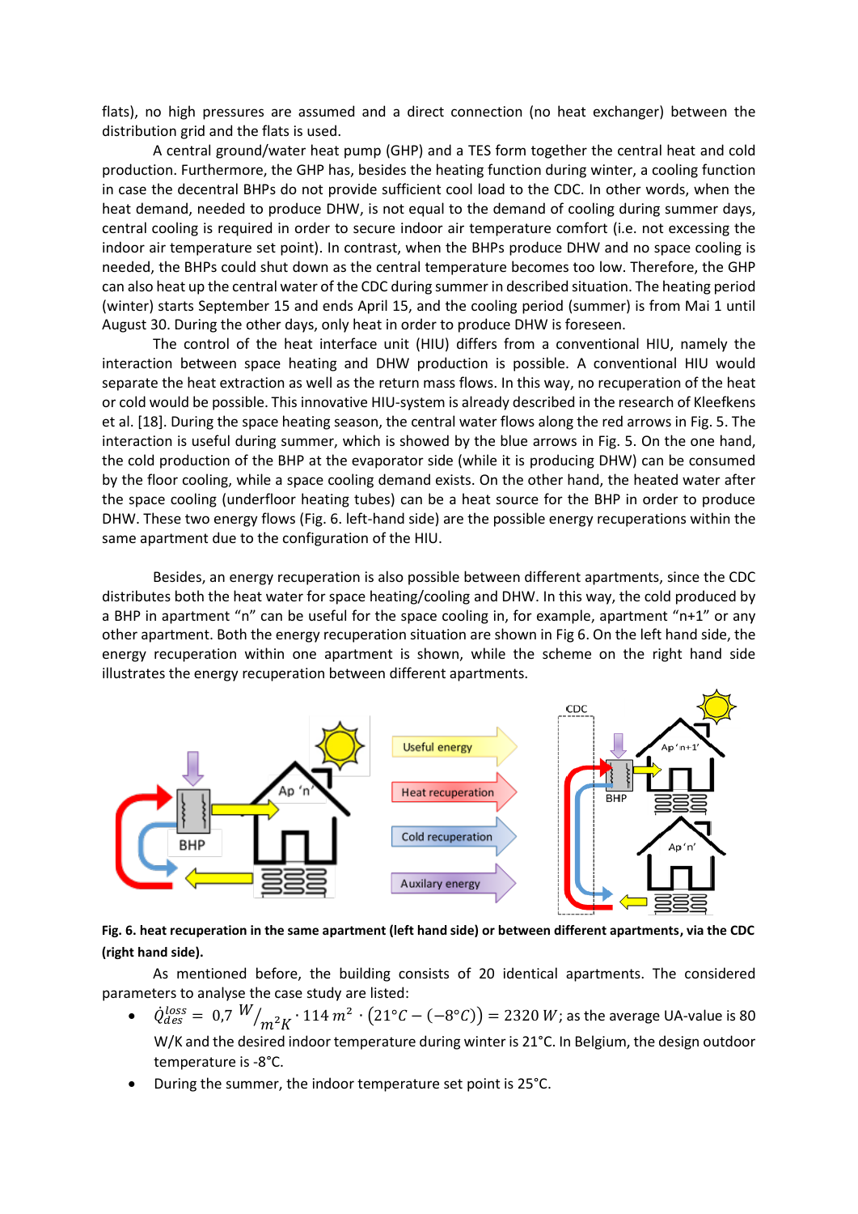flats), no high pressures are assumed and a direct connection (no heat exchanger) between the distribution grid and the flats is used.

A central ground/water heat pump (GHP) and a TES form together the central heat and cold production. Furthermore, the GHP has, besides the heating function during winter, a cooling function in case the decentral BHPs do not provide sufficient cool load to the CDC. In other words, when the heat demand, needed to produce DHW, is not equal to the demand of cooling during summer days, central cooling is required in order to secure indoor air temperature comfort (i.e. not excessing the indoor air temperature set point). In contrast, when the BHPs produce DHW and no space cooling is needed, the BHPs could shut down as the central temperature becomes too low. Therefore, the GHP can also heat up the central water of the CDC during summer in described situation. The heating period (winter) starts September 15 and ends April 15, and the cooling period (summer) is from Mai 1 until August 30. During the other days, only heat in order to produce DHW is foreseen.

The control of the heat interface unit (HIU) differs from a conventional HIU, namely the interaction between space heating and DHW production is possible. A conventional HIU would separate the heat extraction as well as the return mass flows. In this way, no recuperation of the heat or cold would be possible. This innovative HIU-system is already described in the research of Kleefkens et al. [18]. During the space heating season, the central water flows along the red arrows in Fig. 5. The interaction is useful during summer, which is showed by the blue arrows in Fig. 5. On the one hand, the cold production of the BHP at the evaporator side (while it is producing DHW) can be consumed by the floor cooling, while a space cooling demand exists. On the other hand, the heated water after the space cooling (underfloor heating tubes) can be a heat source for the BHP in order to produce DHW. These two energy flows (Fig. 6. left-hand side) are the possible energy recuperations within the same apartment due to the configuration of the HIU.

Besides, an energy recuperation is also possible between different apartments, since the CDC distributes both the heat water for space heating/cooling and DHW. In this way, the cold produced by a BHP in apartment "n" can be useful for the space cooling in, for example, apartment "n+1" or any other apartment. Both the energy recuperation situation are shown in Fig 6. On the left hand side, the energy recuperation within one apartment is shown, while the scheme on the right hand side illustrates the energy recuperation between different apartments.

**Fig. 6. heat recuperation in the same apartment (left hand side) or between different apartments, via the CDC (right hand side).**

As mentioned before, the building consists of 20 identical apartments. The considered parameters to analyse the case study are listed:

- $\dot{Q}_{des}^{loss} = 0{,}7\ W/_{m^2K} \cdot 114\ m^2 \cdot (21°C - (-8°C)) = 2320\ W$; as the average UA-value is 80 W/K and the desired indoor temperature during winter is 21°C. In Belgium, the design outdoor temperature is -8°C.
- During the summer, the indoor temperature set point is 25°C.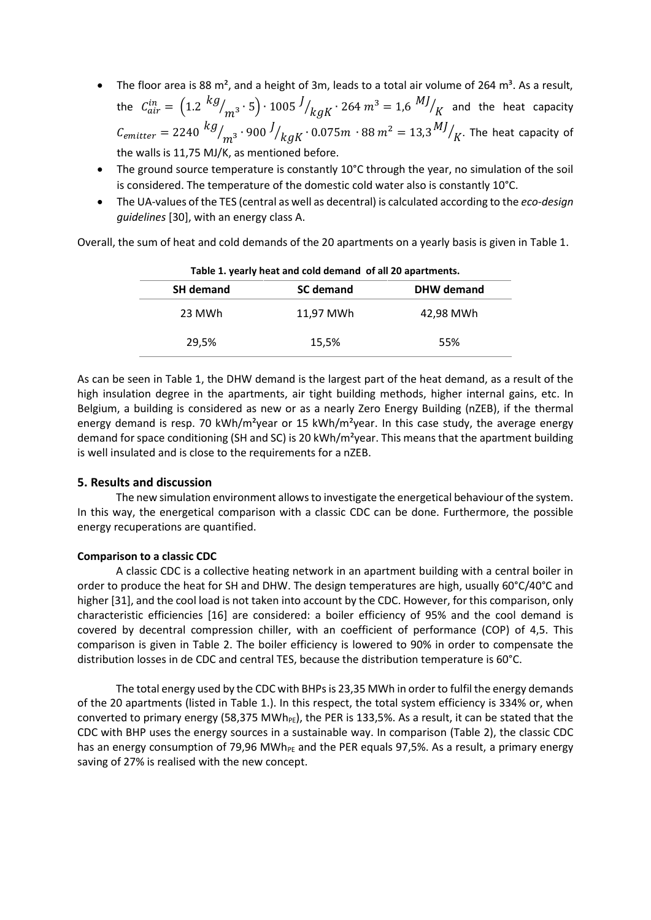- The floor area is 88 m², and a height of 3m, leads to a total air volume of 264 m³. As a result, the $C_{air}^{in} = \left(1.2\ {kg}/_{m^3} \cdot 5\right) \cdot 1005\ {J}/_{kgK} \cdot 264\ m^3 = 1{,}6\ {MJ}/_{K}$ and the heat capacity $C_{emitter} = 2240\ {kg}/_{m^3} \cdot 900\ {J}/_{kgK} \cdot 0.075m\ \cdot 88\ m^2 = 13{,}3{MJ}/_{K}$. The heat capacity of the walls is 11,75 MJ/K, as mentioned before.
- The ground source temperature is constantly 10°C through the year, no simulation of the soil is considered. The temperature of the domestic cold water also is constantly 10°C.
- The UA-values of the TES (central as well as decentral) is calculated according to the *eco-design guidelines* [30], with an energy class A.

Overall, the sum of heat and cold demands of the 20 apartments on a yearly basis is given in Table 1.

**Table 1. yearly heat and cold demand of all 20 apartments.**

| SH demand | SC demand | DHW demand |
|---|---|---|
| 23 MWh | 11,97 MWh | 42,98 MWh |
| 29,5% | 15,5% | 55% |

As can be seen in Table 1, the DHW demand is the largest part of the heat demand, as a result of the high insulation degree in the apartments, air tight building methods, higher internal gains, etc. In Belgium, a building is considered as new or as a nearly Zero Energy Building (nZEB), if the thermal energy demand is resp. 70 kWh/m²year or 15 kWh/m²year. In this case study, the average energy demand for space conditioning (SH and SC) is 20 kWh/m²year. This means that the apartment building is well insulated and is close to the requirements for a nZEB.

## 5. Results and discussion

The new simulation environment allows to investigate the energetical behaviour of the system. In this way, the energetical comparison with a classic CDC can be done. Furthermore, the possible energy recuperations are quantified.

**Comparison to a classic CDC**

A classic CDC is a collective heating network in an apartment building with a central boiler in order to produce the heat for SH and DHW. The design temperatures are high, usually 60°C/40°C and higher [31], and the cool load is not taken into account by the CDC. However, for this comparison, only characteristic efficiencies [16] are considered: a boiler efficiency of 95% and the cool demand is covered by decentral compression chiller, with an coefficient of performance (COP) of 4,5. This comparison is given in Table 2. The boiler efficiency is lowered to 90% in order to compensate the distribution losses in de CDC and central TES, because the distribution temperature is 60°C.

The total energy used by the CDC with BHPs is 23,35 MWh in order to fulfil the energy demands of the 20 apartments (listed in Table 1.). In this respect, the total system efficiency is 334% or, when converted to primary energy (58,375 $MWh_{PE}$), the PER is 133,5%. As a result, it can be stated that the CDC with BHP uses the energy sources in a sustainable way. In comparison (Table 2), the classic CDC has an energy consumption of 79,96 $MWh_{PE}$ and the PER equals 97,5%. As a result, a primary energy saving of 27% is realised with the new concept.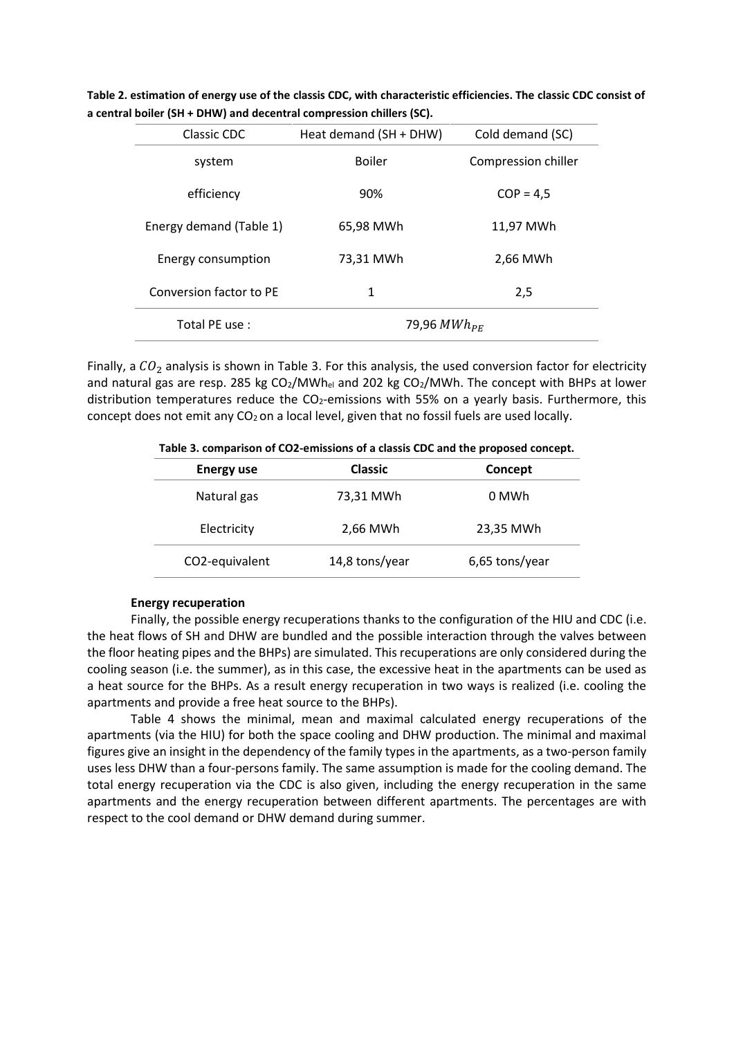**Table 2. estimation of energy use of the classis CDC, with characteristic efficiencies. The classic CDC consist of a central boiler (SH + DHW) and decentral compression chillers (SC).**

| Classic CDC | Heat demand (SH + DHW) | Cold demand (SC) |
|---|---|---|
| system | Boiler | Compression chiller |
| efficiency | 90% | COP = 4,5 |
| Energy demand (Table 1) | 65,98 MWh | 11,97 MWh |
| Energy consumption | 73,31 MWh | 2,66 MWh |
| Conversion factor to PE | 1 | 2,5 |
| Total PE use : | 79,96 $MWh_{PE}$ | |

Finally, a $CO_2$ analysis is shown in Table 3. For this analysis, the used conversion factor for electricity and natural gas are resp. 285 kg $CO_2$/$MWh_{el}$ and 202 kg $CO_2$/MWh. The concept with BHPs at lower distribution temperatures reduce the $CO_2$-emissions with 55% on a yearly basis. Furthermore, this concept does not emit any $CO_2$ on a local level, given that no fossil fuels are used locally.

**Table 3. comparison of CO2-emissions of a classis CDC and the proposed concept.**

| Energy use | Classic | Concept |
|---|---|---|
| Natural gas | 73,31 MWh | 0 MWh |
| Electricity | 2,66 MWh | 23,35 MWh |
| CO2-equivalent | 14,8 tons/year | 6,65 tons/year |

**Energy recuperation**

Finally, the possible energy recuperations thanks to the configuration of the HIU and CDC (i.e. the heat flows of SH and DHW are bundled and the possible interaction through the valves between the floor heating pipes and the BHPs) are simulated. This recuperations are only considered during the cooling season (i.e. the summer), as in this case, the excessive heat in the apartments can be used as a heat source for the BHPs. As a result energy recuperation in two ways is realized (i.e. cooling the apartments and provide a free heat source to the BHPs).

Table 4 shows the minimal, mean and maximal calculated energy recuperations of the apartments (via the HIU) for both the space cooling and DHW production. The minimal and maximal figures give an insight in the dependency of the family types in the apartments, as a two-person family uses less DHW than a four-persons family. The same assumption is made for the cooling demand. The total energy recuperation via the CDC is also given, including the energy recuperation in the same apartments and the energy recuperation between different apartments. The percentages are with respect to the cool demand or DHW demand during summer.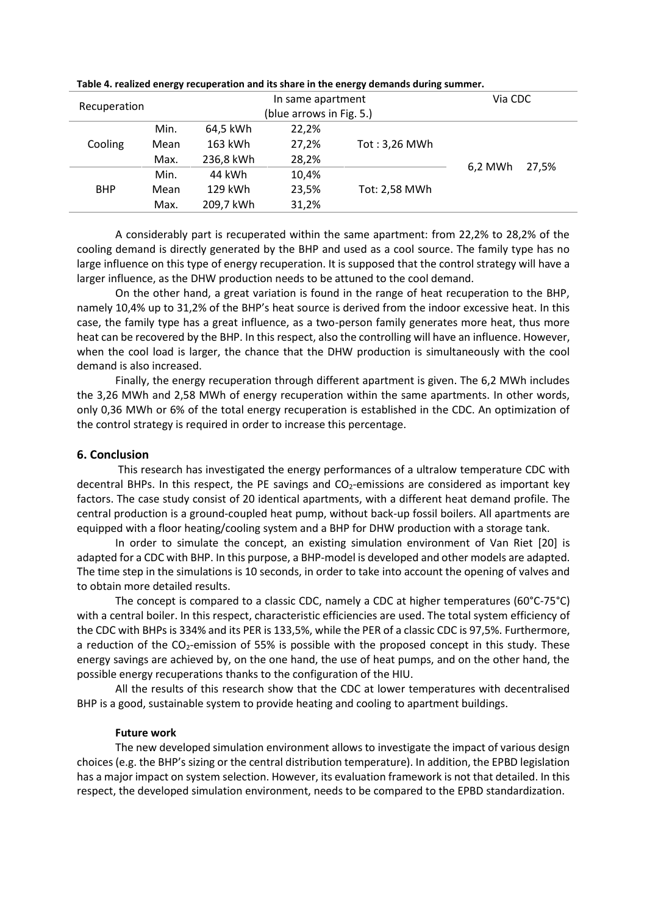**Table 4. realized energy recuperation and its share in the energy demands during summer.**

| Recuperation | | In same apartment (blue arrows in Fig. 5.) | | | Via CDC | |
|---|---|---|---|---|---|---|
| Cooling | Min. | 64,5 kWh | 22,2% | Tot : 3,26 MWh | 6,2 MWh | 27,5% |
| | Mean | 163 kWh | 27,2% | | | |
| | Max. | 236,8 kWh | 28,2% | | | |
| BHP | Min. | 44 kWh | 10,4% | Tot: 2,58 MWh | | |
| | Mean | 129 kWh | 23,5% | | | |
| | Max. | 209,7 kWh | 31,2% | | | |

A considerably part is recuperated within the same apartment: from 22,2% to 28,2% of the cooling demand is directly generated by the BHP and used as a cool source. The family type has no large influence on this type of energy recuperation. It is supposed that the control strategy will have a larger influence, as the DHW production needs to be attuned to the cool demand.

On the other hand, a great variation is found in the range of heat recuperation to the BHP, namely 10,4% up to 31,2% of the BHP's heat source is derived from the indoor excessive heat. In this case, the family type has a great influence, as a two-person family generates more heat, thus more heat can be recovered by the BHP. In this respect, also the controlling will have an influence. However, when the cool load is larger, the chance that the DHW production is simultaneously with the cool demand is also increased.

Finally, the energy recuperation through different apartment is given. The 6,2 MWh includes the 3,26 MWh and 2,58 MWh of energy recuperation within the same apartments. In other words, only 0,36 MWh or 6% of the total energy recuperation is established in the CDC. An optimization of the control strategy is required in order to increase this percentage.

## 6. Conclusion

This research has investigated the energy performances of a ultralow temperature CDC with decentral BHPs. In this respect, the PE savings and $CO_2$-emissions are considered as important key factors. The case study consist of 20 identical apartments, with a different heat demand profile. The central production is a ground-coupled heat pump, without back-up fossil boilers. All apartments are equipped with a floor heating/cooling system and a BHP for DHW production with a storage tank.

In order to simulate the concept, an existing simulation environment of Van Riet [20] is adapted for a CDC with BHP. In this purpose, a BHP-model is developed and other models are adapted. The time step in the simulations is 10 seconds, in order to take into account the opening of valves and to obtain more detailed results.

The concept is compared to a classic CDC, namely a CDC at higher temperatures (60°C-75°C) with a central boiler. In this respect, characteristic efficiencies are used. The total system efficiency of the CDC with BHPs is 334% and its PER is 133,5%, while the PER of a classic CDC is 97,5%. Furthermore, a reduction of the $CO_2$-emission of 55% is possible with the proposed concept in this study. These energy savings are achieved by, on the one hand, the use of heat pumps, and on the other hand, the possible energy recuperations thanks to the configuration of the HIU.

All the results of this research show that the CDC at lower temperatures with decentralised BHP is a good, sustainable system to provide heating and cooling to apartment buildings.

**Future work**

The new developed simulation environment allows to investigate the impact of various design choices (e.g. the BHP's sizing or the central distribution temperature). In addition, the EPBD legislation has a major impact on system selection. However, its evaluation framework is not that detailed. In this respect, the developed simulation environment, needs to be compared to the EPBD standardization.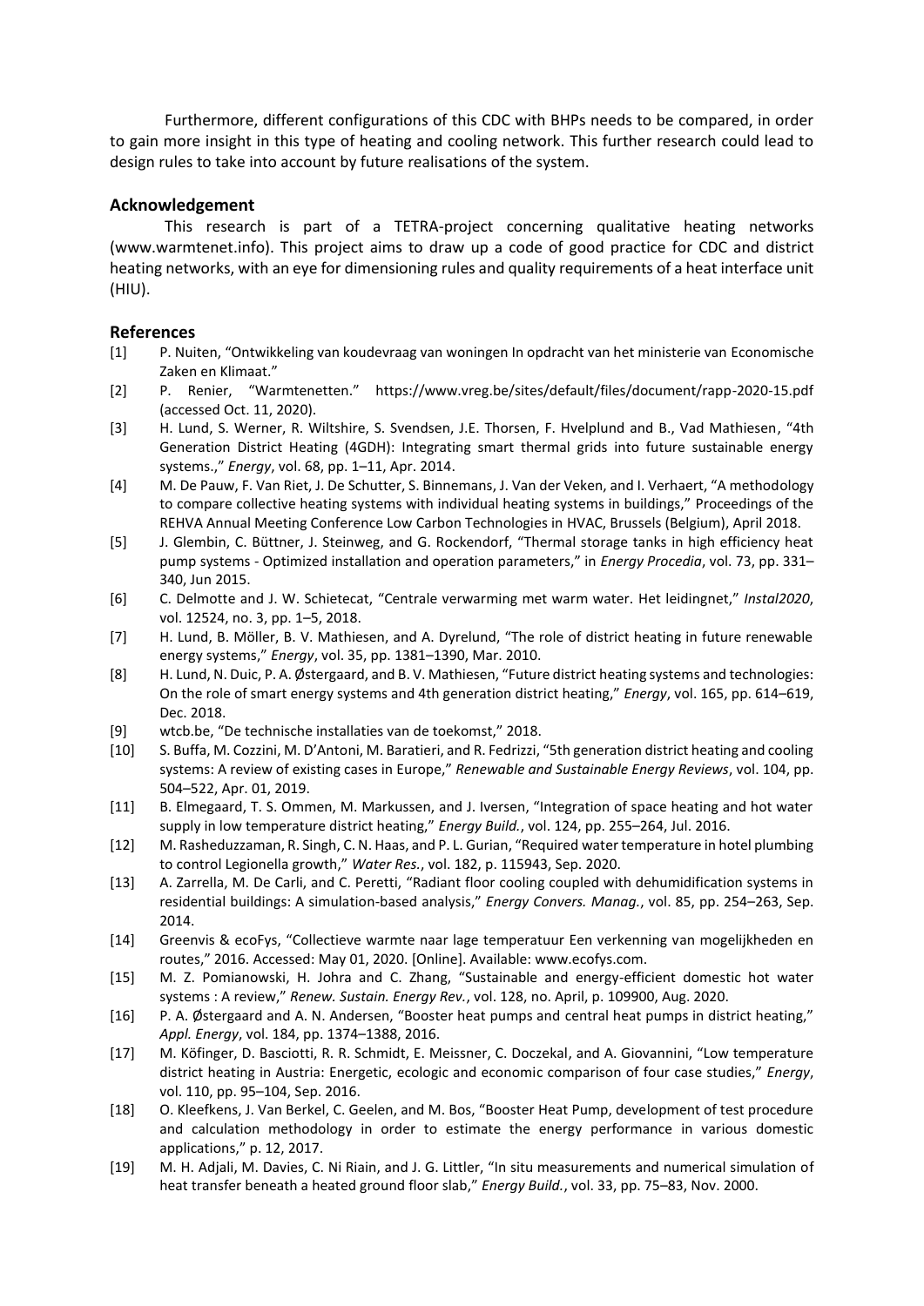Furthermore, different configurations of this CDC with BHPs needs to be compared, in order to gain more insight in this type of heating and cooling network. This further research could lead to design rules to take into account by future realisations of the system.

## Acknowledgement

This research is part of a TETRA-project concerning qualitative heating networks (www.warmtenet.info). This project aims to draw up a code of good practice for CDC and district heating networks, with an eye for dimensioning rules and quality requirements of a heat interface unit (HIU).

## References

[1] P. Nuiten, "Ontwikkeling van koudevraag van woningen In opdracht van het ministerie van Economische Zaken en Klimaat."

[2] P. Renier, "Warmtenetten." https://www.vreg.be/sites/default/files/document/rapp-2020-15.pdf (accessed Oct. 11, 2020).

[3] H. Lund, S. Werner, R. Wiltshire, S. Svendsen, J.E. Thorsen, F. Hvelplund and B., Vad Mathiesen, "4th Generation District Heating (4GDH): Integrating smart thermal grids into future sustainable energy systems.," *Energy*, vol. 68, pp. 1–11, Apr. 2014.

[4] M. De Pauw, F. Van Riet, J. De Schutter, S. Binnemans, J. Van der Veken, and I. Verhaert, "A methodology to compare collective heating systems with individual heating systems in buildings," Proceedings of the REHVA Annual Meeting Conference Low Carbon Technologies in HVAC, Brussels (Belgium), April 2018.

[5] J. Glembin, C. Büttner, J. Steinweg, and G. Rockendorf, "Thermal storage tanks in high efficiency heat pump systems - Optimized installation and operation parameters," in *Energy Procedia*, vol. 73, pp. 331–340, Jun 2015.

[6] C. Delmotte and J. W. Schietecat, "Centrale verwarming met warm water. Het leidingnet," *Instal2020*, vol. 12524, no. 3, pp. 1–5, 2018.

[7] H. Lund, B. Möller, B. V. Mathiesen, and A. Dyrelund, "The role of district heating in future renewable energy systems," *Energy*, vol. 35, pp. 1381–1390, Mar. 2010.

[8] H. Lund, N. Duic, P. A. Østergaard, and B. V. Mathiesen, "Future district heating systems and technologies: On the role of smart energy systems and 4th generation district heating," *Energy*, vol. 165, pp. 614–619, Dec. 2018.

[9] wtcb.be, "De technische installaties van de toekomst," 2018.

[10] S. Buffa, M. Cozzini, M. D'Antoni, M. Baratieri, and R. Fedrizzi, "5th generation district heating and cooling systems: A review of existing cases in Europe," *Renewable and Sustainable Energy Reviews*, vol. 104, pp. 504–522, Apr. 01, 2019.

[11] B. Elmegaard, T. S. Ommen, M. Markussen, and J. Iversen, "Integration of space heating and hot water supply in low temperature district heating," *Energy Build.*, vol. 124, pp. 255–264, Jul. 2016.

[12] M. Rasheduzzaman, R. Singh, C. N. Haas, and P. L. Gurian, "Required water temperature in hotel plumbing to control Legionella growth," *Water Res.*, vol. 182, p. 115943, Sep. 2020.

[13] A. Zarrella, M. De Carli, and C. Peretti, "Radiant floor cooling coupled with dehumidification systems in residential buildings: A simulation-based analysis," *Energy Convers. Manag.*, vol. 85, pp. 254–263, Sep. 2014.

[14] Greenvis & ecoFys, "Collectieve warmte naar lage temperatuur Een verkenning van mogelijkheden en routes," 2016. Accessed: May 01, 2020. [Online]. Available: www.ecofys.com.

[15] M. Z. Pomianowski, H. Johra and C. Zhang, "Sustainable and energy-efficient domestic hot water systems : A review," *Renew. Sustain. Energy Rev.*, vol. 128, no. April, p. 109900, Aug. 2020.

[16] P. A. Østergaard and A. N. Andersen, "Booster heat pumps and central heat pumps in district heating," *Appl. Energy*, vol. 184, pp. 1374–1388, 2016.

[17] M. Köfinger, D. Basciotti, R. R. Schmidt, E. Meissner, C. Doczekal, and A. Giovannini, "Low temperature district heating in Austria: Energetic, ecologic and economic comparison of four case studies," *Energy*, vol. 110, pp. 95–104, Sep. 2016.

[18] O. Kleefkens, J. Van Berkel, C. Geelen, and M. Bos, "Booster Heat Pump, development of test procedure and calculation methodology in order to estimate the energy performance in various domestic applications," p. 12, 2017.

[19] M. H. Adjali, M. Davies, C. Ni Riain, and J. G. Littler, "In situ measurements and numerical simulation of heat transfer beneath a heated ground floor slab," *Energy Build.*, vol. 33, pp. 75–83, Nov. 2000.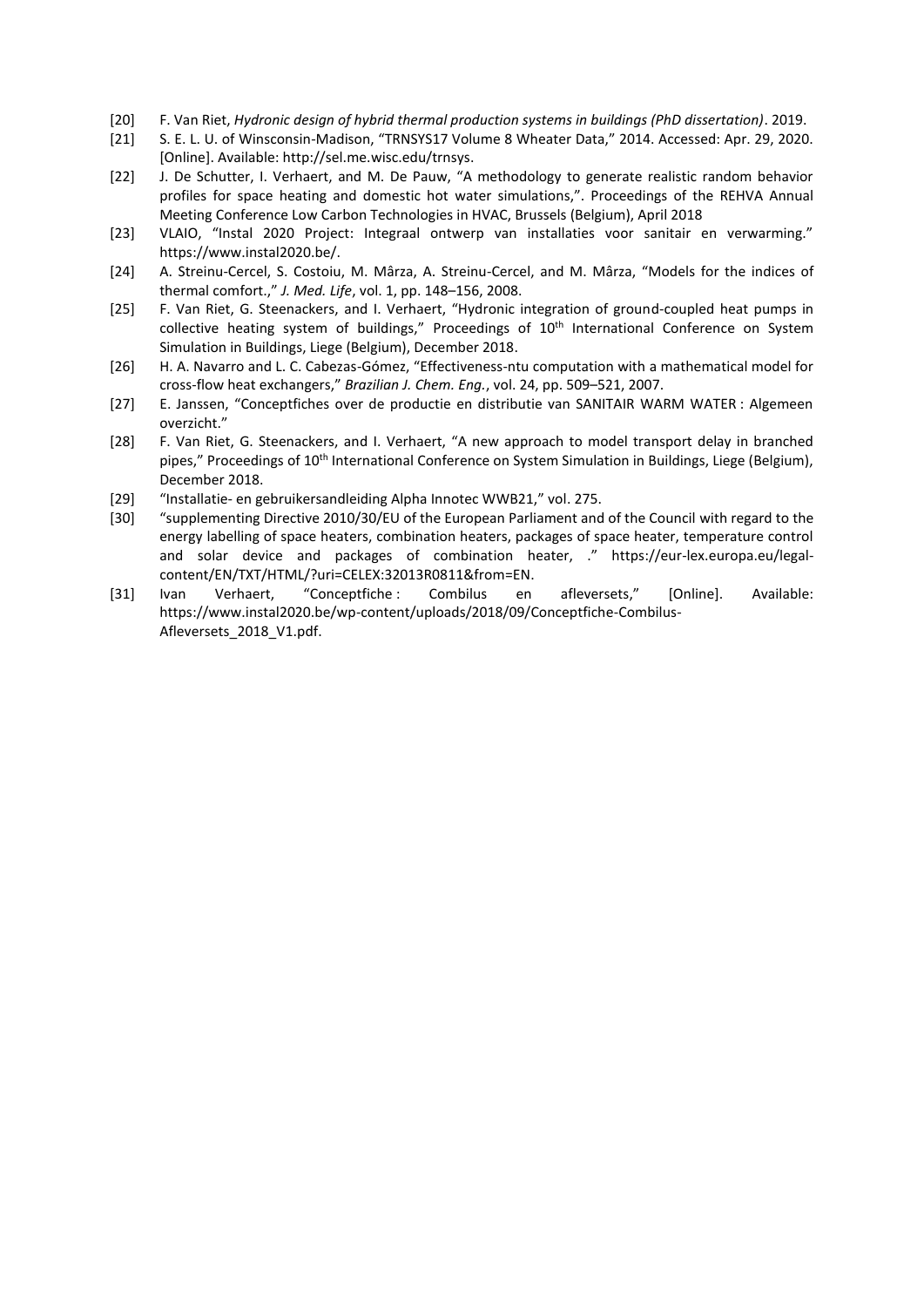[20] F. Van Riet, *Hydronic design of hybrid thermal production systems in buildings (PhD dissertation)*. 2019.

[21] S. E. L. U. of Winsconsin-Madison, "TRNSYS17 Volume 8 Wheater Data," 2014. Accessed: Apr. 29, 2020. [Online]. Available: http://sel.me.wisc.edu/trnsys.

[22] J. De Schutter, I. Verhaert, and M. De Pauw, "A methodology to generate realistic random behavior profiles for space heating and domestic hot water simulations,". Proceedings of the REHVA Annual Meeting Conference Low Carbon Technologies in HVAC, Brussels (Belgium), April 2018

[23] VLAIO, "Instal 2020 Project: Integraal ontwerp van installaties voor sanitair en verwarming." https://www.instal2020.be/.

[24] A. Streinu-Cercel, S. Costoiu, M. Mârza, A. Streinu-Cercel, and M. Mârza, "Models for the indices of thermal comfort.," *J. Med. Life*, vol. 1, pp. 148–156, 2008.

[25] F. Van Riet, G. Steenackers, and I. Verhaert, "Hydronic integration of ground-coupled heat pumps in collective heating system of buildings," Proceedings of 10th International Conference on System Simulation in Buildings, Liege (Belgium), December 2018.

[26] H. A. Navarro and L. C. Cabezas-Gómez, "Effectiveness-ntu computation with a mathematical model for cross-flow heat exchangers," *Brazilian J. Chem. Eng.*, vol. 24, pp. 509–521, 2007.

[27] E. Janssen, "Conceptfiches over de productie en distributie van SANITAIR WARM WATER : Algemeen overzicht."

[28] F. Van Riet, G. Steenackers, and I. Verhaert, "A new approach to model transport delay in branched pipes," Proceedings of 10th International Conference on System Simulation in Buildings, Liege (Belgium), December 2018.

[29] "Installatie- en gebruikersandleiding Alpha Innotec WWB21," vol. 275.

[30] "supplementing Directive 2010/30/EU of the European Parliament and of the Council with regard to the energy labelling of space heaters, combination heaters, packages of space heater, temperature control and solar device and packages of combination heater, ." https://eur-lex.europa.eu/legal-content/EN/TXT/HTML/?uri=CELEX:32013R0811&from=EN.

[31] Ivan Verhaert, "Conceptfiche : Combilus en afleversets," [Online]. Available: https://www.instal2020.be/wp-content/uploads/2018/09/Conceptfiche-Combilus-Afleversets_2018_V1.pdf.